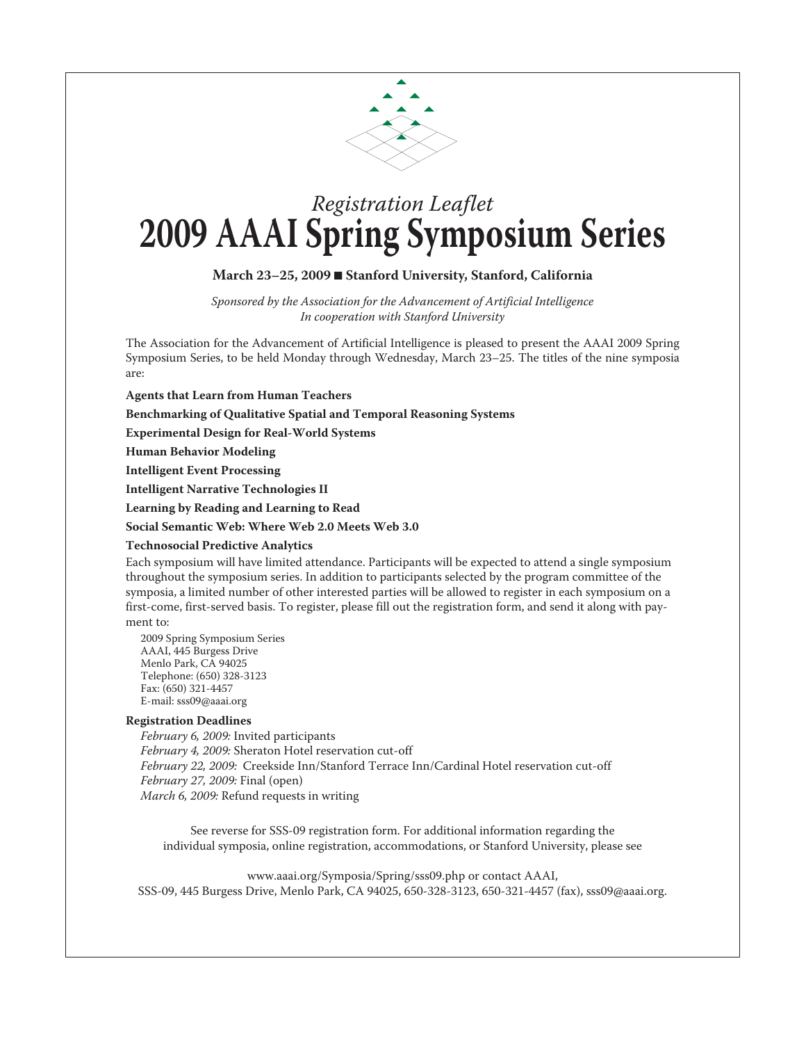*Registration Leaflet*

# 2009 AAAI Spring Symposium Series

**March 23–25, 2009 ■ Stanford University, Stanford, California**

*Sponsored by the Association for the Advancement of Artificial Intelligence*
*In cooperation with Stanford University*

The Association for the Advancement of Artificial Intelligence is pleased to present the AAAI 2009 Spring Symposium Series, to be held Monday through Wednesday, March 23–25. The titles of the nine symposia are:

**Agents that Learn from Human Teachers**

**Benchmarking of Qualitative Spatial and Temporal Reasoning Systems**

**Experimental Design for Real-World Systems**

**Human Behavior Modeling**

**Intelligent Event Processing**

**Intelligent Narrative Technologies II**

**Learning by Reading and Learning to Read**

**Social Semantic Web: Where Web 2.0 Meets Web 3.0**

**Technosocial Predictive Analytics**

Each symposium will have limited attendance. Participants will be expected to attend a single symposium throughout the symposium series. In addition to participants selected by the program committee of the symposia, a limited number of other interested parties will be allowed to register in each symposium on a first-come, first-served basis. To register, please fill out the registration form, and send it along with payment to:

2009 Spring Symposium Series
AAAI, 445 Burgess Drive
Menlo Park, CA 94025
Telephone: (650) 328-3123
Fax: (650) 321-4457
E-mail: sss09@aaai.org

**Registration Deadlines**

*February 6, 2009:* Invited participants
*February 4, 2009:* Sheraton Hotel reservation cut-off
*February 22, 2009:* Creekside Inn/Stanford Terrace Inn/Cardinal Hotel reservation cut-off
*February 27, 2009:* Final (open)
*March 6, 2009:* Refund requests in writing

See reverse for SSS-09 registration form. For additional information regarding the individual symposia, online registration, accommodations, or Stanford University, please see

www.aaai.org/Symposia/Spring/sss09.php or contact AAAI,
SSS-09, 445 Burgess Drive, Menlo Park, CA 94025, 650-328-3123, 650-321-4457 (fax), sss09@aaai.org.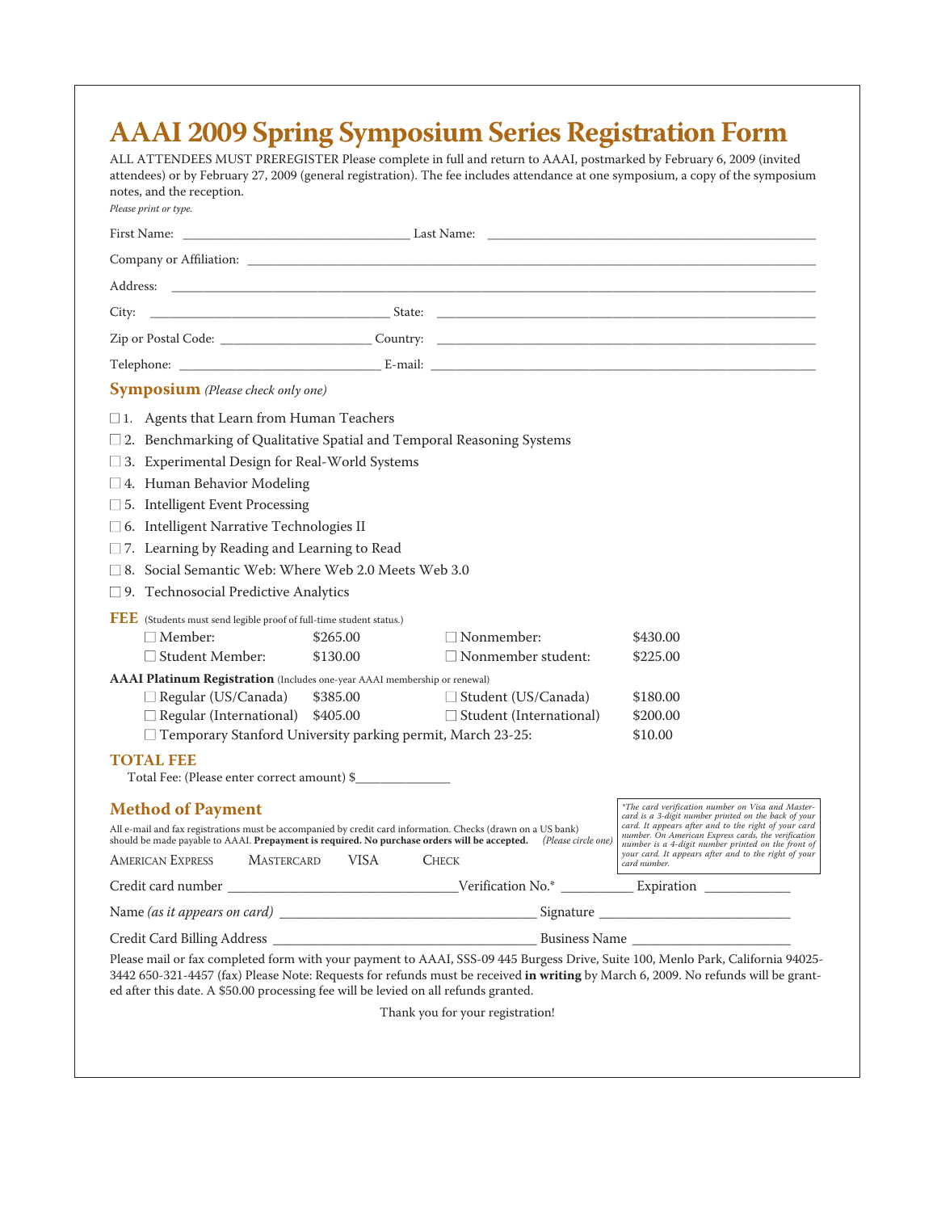# AAAI 2009 Spring Symposium Series Registration Form

ALL ATTENDEES MUST PREREGISTER Please complete in full and return to AAAI, postmarked by February 6, 2009 (invited attendees) or by February 27, 2009 (general registration). The fee includes attendance at one symposium, a copy of the symposium notes, and the reception.

*Please print or type.*

First Name: ______________________ Last Name: ______________________

Company or Affiliation: ______________________

Address: ______________________

City: ______________________ State: ______________________

Zip or Postal Code: ______________________ Country: ______________________

Telephone: ______________________ E-mail: ______________________

## Symposium *(Please check only one)*

- ☐ 1. Agents that Learn from Human Teachers
- ☐ 2. Benchmarking of Qualitative Spatial and Temporal Reasoning Systems
- ☐ 3. Experimental Design for Real-World Systems
- ☐ 4. Human Behavior Modeling
- ☐ 5. Intelligent Event Processing
- ☐ 6. Intelligent Narrative Technologies II
- ☐ 7. Learning by Reading and Learning to Read
- ☐ 8. Social Semantic Web: Where Web 2.0 Meets Web 3.0
- ☐ 9. Technosocial Predictive Analytics

## FEE (Students must send legible proof of full-time student status.)

| | | | |
|---|---|---|---|
| ☐ Member: | $265.00 | ☐ Nonmember: | $430.00 |
| ☐ Student Member: | $130.00 | ☐ Nonmember student: | $225.00 |

**AAAI Platinum Registration** (Includes one-year AAAI membership or renewal)

| | | | |
|---|---|---|---|
| ☐ Regular (US/Canada) | $385.00 | ☐ Student (US/Canada) | $180.00 |
| ☐ Regular (International) | $405.00 | ☐ Student (International) | $200.00 |

☐ Temporary Stanford University parking permit, March 23-25: $10.00

## TOTAL FEE

Total Fee: (Please enter correct amount) $______________

## Method of Payment

All e-mail and fax registrations must be accompanied by credit card information. Checks (drawn on a US bank) should be made payable to AAAI. **Prepayment is required. No purchase orders will be accepted.** *(Please circle one)*

AMERICAN EXPRESS MASTERCARD VISA CHECK

*\*The card verification number on Visa and Mastercard is a 3-digit number printed on the back of your card. It appears after and to the right of your card number. On American Express cards, the verification number is a 4-digit number printed on the front of your card. It appears after and to the right of your card number.*

Credit card number ______________________ Verification No.* __________ Expiration ____________

Name *(as it appears on card)* ______________________ Signature ______________________

Credit Card Billing Address ______________________ Business Name ______________________

Please mail or fax completed form with your payment to AAAI, SSS-09 445 Burgess Drive, Suite 100, Menlo Park, California 94025-3442 650-321-4457 (fax) Please Note: Requests for refunds must be received **in writing** by March 6, 2009. No refunds will be granted after this date. A $50.00 processing fee will be levied on all refunds granted.

Thank you for your registration!